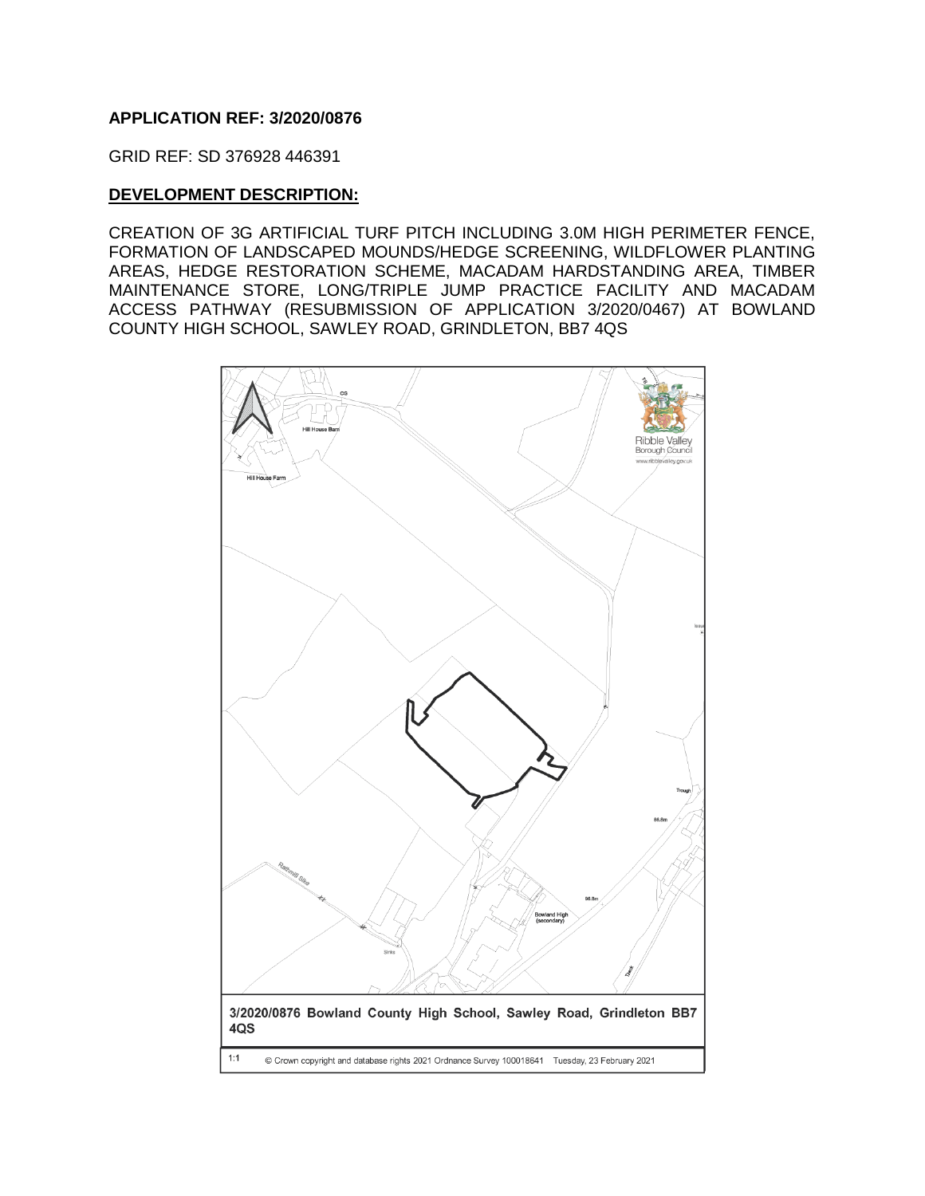**APPLICATION REF: 3/2020/0876**

GRID REF: SD 376928 446391

**DEVELOPMENT DESCRIPTION:**

CREATION OF 3G ARTIFICIAL TURF PITCH INCLUDING 3.0M HIGH PERIMETER FENCE, FORMATION OF LANDSCAPED MOUNDS/HEDGE SCREENING, WILDFLOWER PLANTING AREAS, HEDGE RESTORATION SCHEME, MACADAM HARDSTANDING AREA, TIMBER MAINTENANCE STORE, LONG/TRIPLE JUMP PRACTICE FACILITY AND MACADAM ACCESS PATHWAY (RESUBMISSION OF APPLICATION 3/2020/0467) AT BOWLAND COUNTY HIGH SCHOOL, SAWLEY ROAD, GRINDLETON, BB7 4QS

**3/2020/0876 Bowland County High School, Sawley Road, Grindleton BB7 4QS**

1:1 © Crown copyright and database rights 2021 Ordnance Survey 100018641 Tuesday, 23 February 2021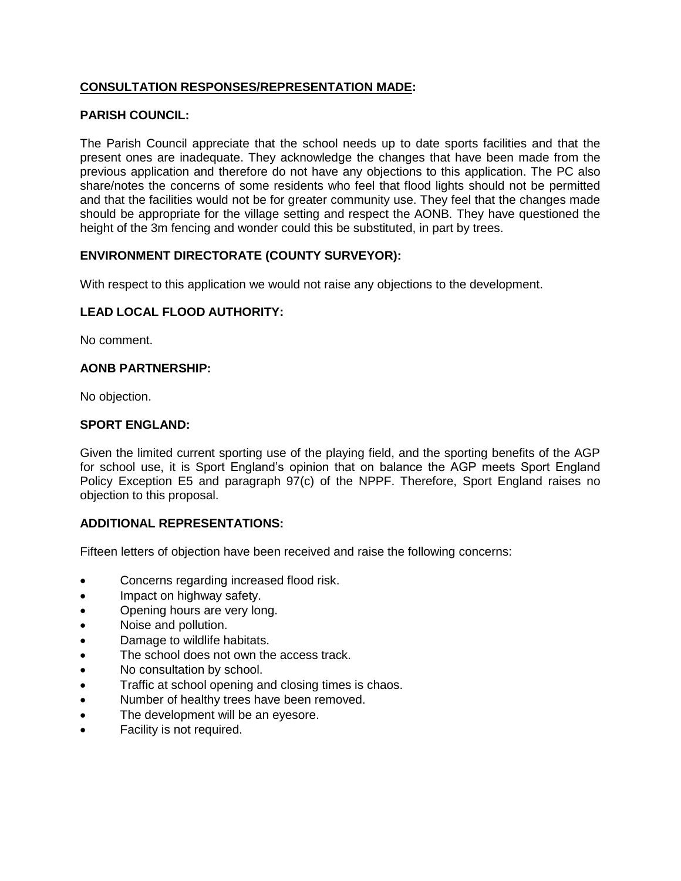**<u>CONSULTATION RESPONSES/REPRESENTATION MADE</u>:**

**PARISH COUNCIL:**

The Parish Council appreciate that the school needs up to date sports facilities and that the present ones are inadequate. They acknowledge the changes that have been made from the previous application and therefore do not have any objections to this application. The PC also share/notes the concerns of some residents who feel that flood lights should not be permitted and that the facilities would not be for greater community use. They feel that the changes made should be appropriate for the village setting and respect the AONB. They have questioned the height of the 3m fencing and wonder could this be substituted, in part by trees.

**ENVIRONMENT DIRECTORATE (COUNTY SURVEYOR):**

With respect to this application we would not raise any objections to the development.

**LEAD LOCAL FLOOD AUTHORITY:**

No comment.

**AONB PARTNERSHIP:**

No objection.

**SPORT ENGLAND:**

Given the limited current sporting use of the playing field, and the sporting benefits of the AGP for school use, it is Sport England's opinion that on balance the AGP meets Sport England Policy Exception E5 and paragraph 97(c) of the NPPF. Therefore, Sport England raises no objection to this proposal.

**ADDITIONAL REPRESENTATIONS:**

Fifteen letters of objection have been received and raise the following concerns:

- Concerns regarding increased flood risk.
- Impact on highway safety.
- Opening hours are very long.
- Noise and pollution.
- Damage to wildlife habitats.
- The school does not own the access track.
- No consultation by school.
- Traffic at school opening and closing times is chaos.
- Number of healthy trees have been removed.
- The development will be an eyesore.
- Facility is not required.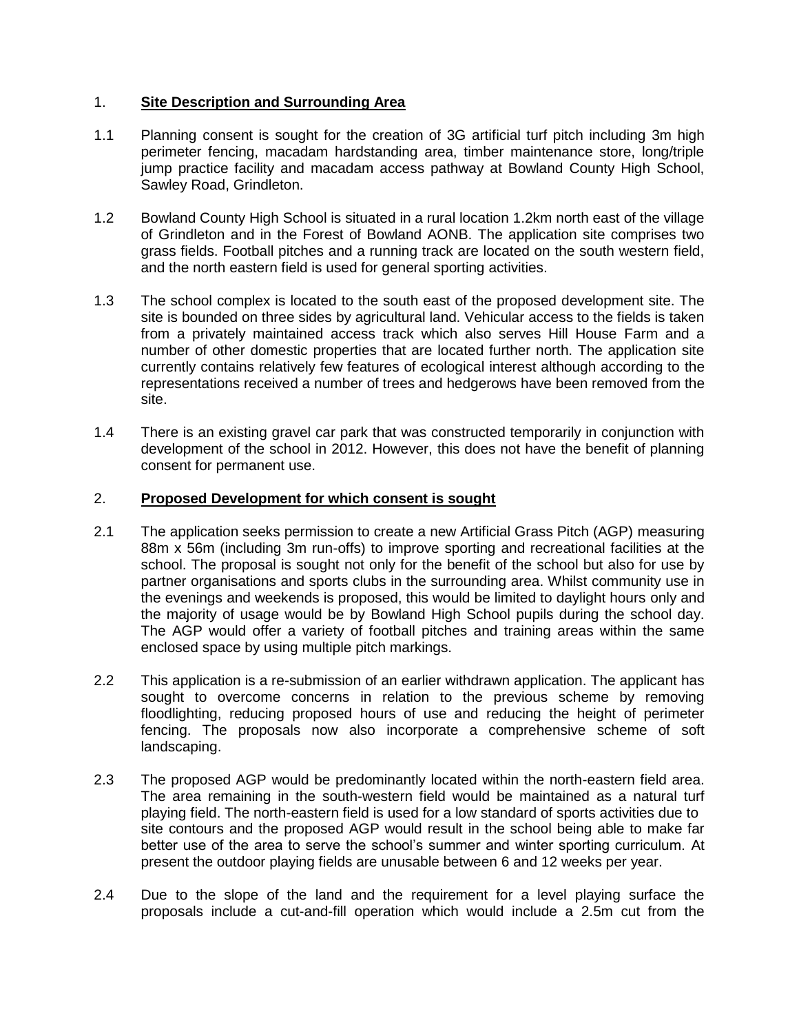## 1. **Site Description and Surrounding Area**

1.1 Planning consent is sought for the creation of 3G artificial turf pitch including 3m high perimeter fencing, macadam hardstanding area, timber maintenance store, long/triple jump practice facility and macadam access pathway at Bowland County High School, Sawley Road, Grindleton.

1.2 Bowland County High School is situated in a rural location 1.2km north east of the village of Grindleton and in the Forest of Bowland AONB. The application site comprises two grass fields. Football pitches and a running track are located on the south western field, and the north eastern field is used for general sporting activities.

1.3 The school complex is located to the south east of the proposed development site. The site is bounded on three sides by agricultural land. Vehicular access to the fields is taken from a privately maintained access track which also serves Hill House Farm and a number of other domestic properties that are located further north. The application site currently contains relatively few features of ecological interest although according to the representations received a number of trees and hedgerows have been removed from the site.

1.4 There is an existing gravel car park that was constructed temporarily in conjunction with development of the school in 2012. However, this does not have the benefit of planning consent for permanent use.

## 2. **Proposed Development for which consent is sought**

2.1 The application seeks permission to create a new Artificial Grass Pitch (AGP) measuring 88m x 56m (including 3m run-offs) to improve sporting and recreational facilities at the school. The proposal is sought not only for the benefit of the school but also for use by partner organisations and sports clubs in the surrounding area. Whilst community use in the evenings and weekends is proposed, this would be limited to daylight hours only and the majority of usage would be by Bowland High School pupils during the school day. The AGP would offer a variety of football pitches and training areas within the same enclosed space by using multiple pitch markings.

2.2 This application is a re-submission of an earlier withdrawn application. The applicant has sought to overcome concerns in relation to the previous scheme by removing floodlighting, reducing proposed hours of use and reducing the height of perimeter fencing. The proposals now also incorporate a comprehensive scheme of soft landscaping.

2.3 The proposed AGP would be predominantly located within the north-eastern field area. The area remaining in the south-western field would be maintained as a natural turf playing field. The north-eastern field is used for a low standard of sports activities due to site contours and the proposed AGP would result in the school being able to make far better use of the area to serve the school's summer and winter sporting curriculum. At present the outdoor playing fields are unusable between 6 and 12 weeks per year.

2.4 Due to the slope of the land and the requirement for a level playing surface the proposals include a cut-and-fill operation which would include a 2.5m cut from the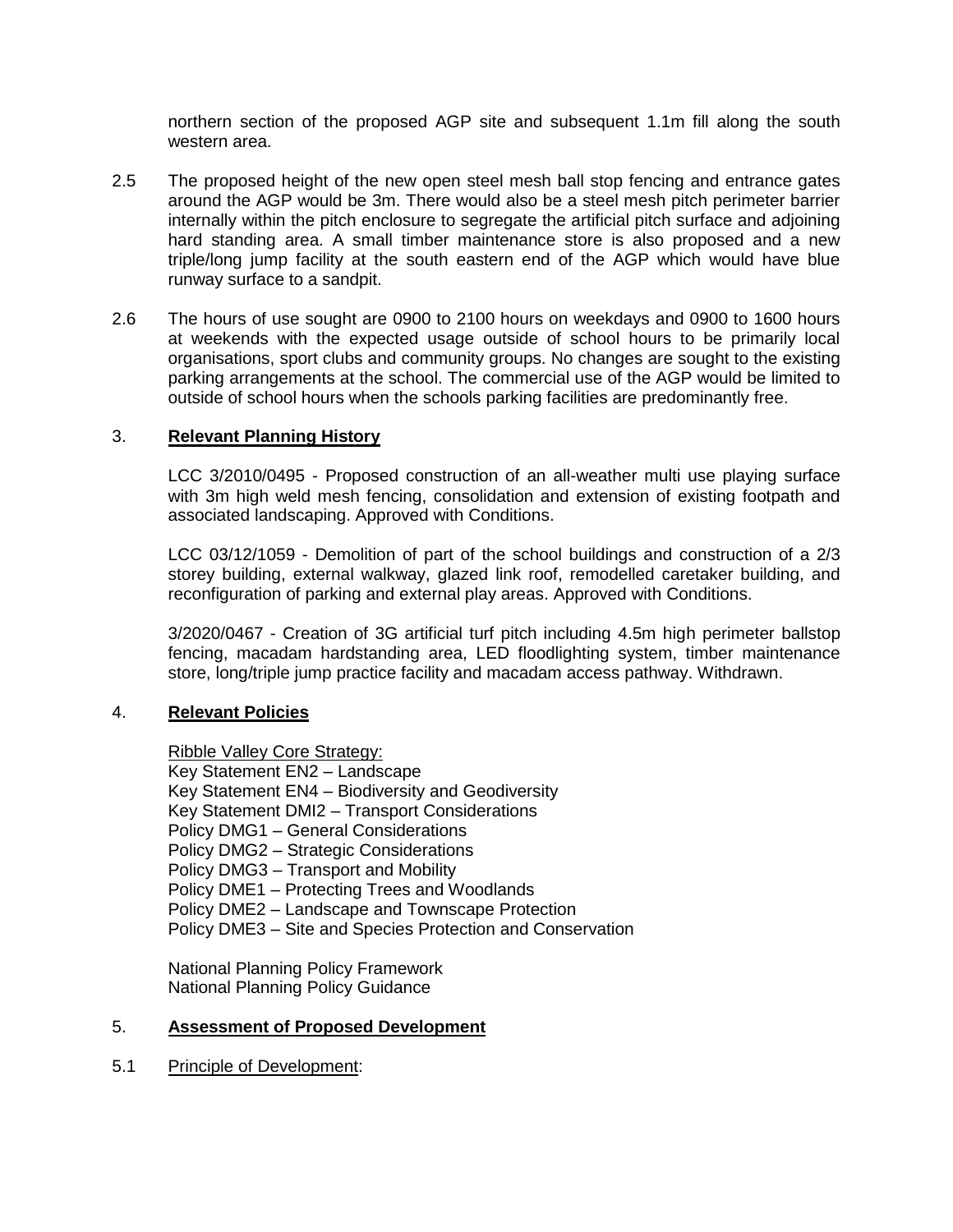northern section of the proposed AGP site and subsequent 1.1m fill along the south western area.

2.5 The proposed height of the new open steel mesh ball stop fencing and entrance gates around the AGP would be 3m. There would also be a steel mesh pitch perimeter barrier internally within the pitch enclosure to segregate the artificial pitch surface and adjoining hard standing area. A small timber maintenance store is also proposed and a new triple/long jump facility at the south eastern end of the AGP which would have blue runway surface to a sandpit.

2.6 The hours of use sought are 0900 to 2100 hours on weekdays and 0900 to 1600 hours at weekends with the expected usage outside of school hours to be primarily local organisations, sport clubs and community groups. No changes are sought to the existing parking arrangements at the school. The commercial use of the AGP would be limited to outside of school hours when the schools parking facilities are predominantly free.

## 3. Relevant Planning History

LCC 3/2010/0495 - Proposed construction of an all-weather multi use playing surface with 3m high weld mesh fencing, consolidation and extension of existing footpath and associated landscaping. Approved with Conditions.

LCC 03/12/1059 - Demolition of part of the school buildings and construction of a 2/3 storey building, external walkway, glazed link roof, remodelled caretaker building, and reconfiguration of parking and external play areas. Approved with Conditions.

3/2020/0467 - Creation of 3G artificial turf pitch including 4.5m high perimeter ballstop fencing, macadam hardstanding area, LED floodlighting system, timber maintenance store, long/triple jump practice facility and macadam access pathway. Withdrawn.

## 4. Relevant Policies

Ribble Valley Core Strategy:
Key Statement EN2 – Landscape
Key Statement EN4 – Biodiversity and Geodiversity
Key Statement DMI2 – Transport Considerations
Policy DMG1 – General Considerations
Policy DMG2 – Strategic Considerations
Policy DMG3 – Transport and Mobility
Policy DME1 – Protecting Trees and Woodlands
Policy DME2 – Landscape and Townscape Protection
Policy DME3 – Site and Species Protection and Conservation

National Planning Policy Framework
National Planning Policy Guidance

## 5. Assessment of Proposed Development

5.1 Principle of Development: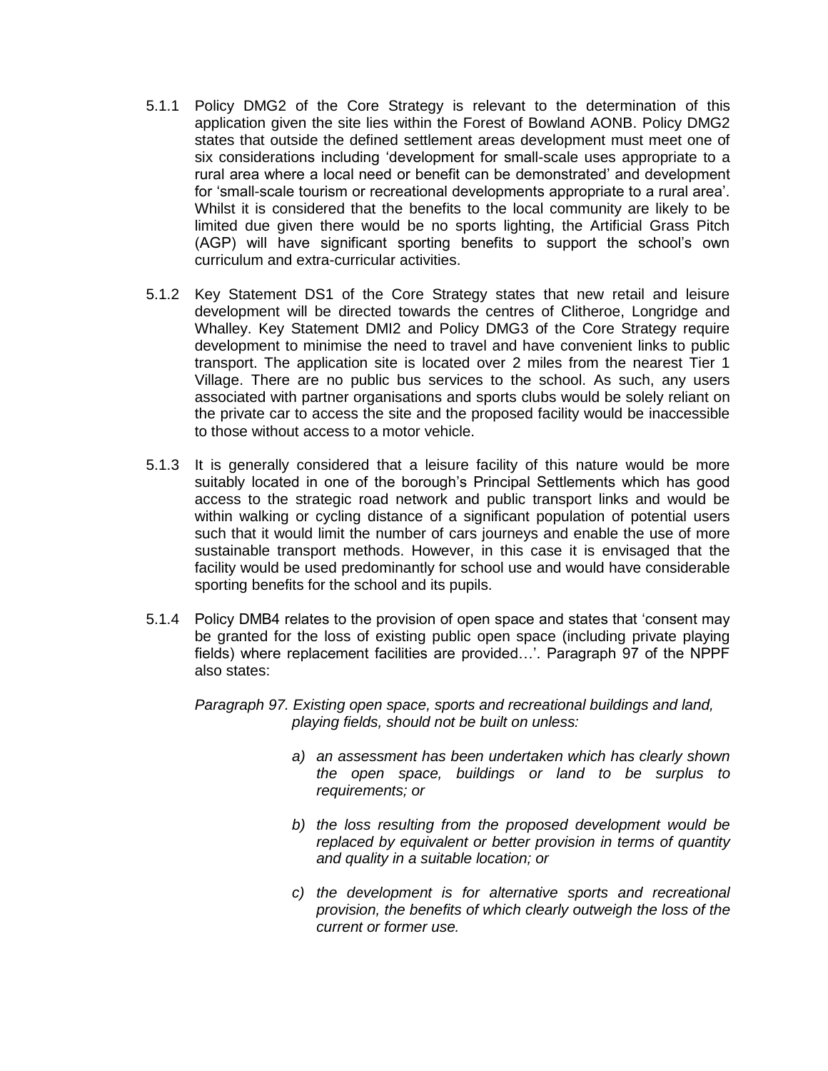5.1.1 Policy DMG2 of the Core Strategy is relevant to the determination of this application given the site lies within the Forest of Bowland AONB. Policy DMG2 states that outside the defined settlement areas development must meet one of six considerations including 'development for small-scale uses appropriate to a rural area where a local need or benefit can be demonstrated' and development for 'small-scale tourism or recreational developments appropriate to a rural area'. Whilst it is considered that the benefits to the local community are likely to be limited due given there would be no sports lighting, the Artificial Grass Pitch (AGP) will have significant sporting benefits to support the school's own curriculum and extra-curricular activities.

5.1.2 Key Statement DS1 of the Core Strategy states that new retail and leisure development will be directed towards the centres of Clitheroe, Longridge and Whalley. Key Statement DMI2 and Policy DMG3 of the Core Strategy require development to minimise the need to travel and have convenient links to public transport. The application site is located over 2 miles from the nearest Tier 1 Village. There are no public bus services to the school. As such, any users associated with partner organisations and sports clubs would be solely reliant on the private car to access the site and the proposed facility would be inaccessible to those without access to a motor vehicle.

5.1.3 It is generally considered that a leisure facility of this nature would be more suitably located in one of the borough's Principal Settlements which has good access to the strategic road network and public transport links and would be within walking or cycling distance of a significant population of potential users such that it would limit the number of cars journeys and enable the use of more sustainable transport methods. However, in this case it is envisaged that the facility would be used predominantly for school use and would have considerable sporting benefits for the school and its pupils.

5.1.4 Policy DMB4 relates to the provision of open space and states that 'consent may be granted for the loss of existing public open space (including private playing fields) where replacement facilities are provided…'. Paragraph 97 of the NPPF also states:

*Paragraph 97. Existing open space, sports and recreational buildings and land, playing fields, should not be built on unless:*

> *a) an assessment has been undertaken which has clearly shown the open space, buildings or land to be surplus to requirements; or*
>
> *b) the loss resulting from the proposed development would be replaced by equivalent or better provision in terms of quantity and quality in a suitable location; or*
>
> *c) the development is for alternative sports and recreational provision, the benefits of which clearly outweigh the loss of the current or former use.*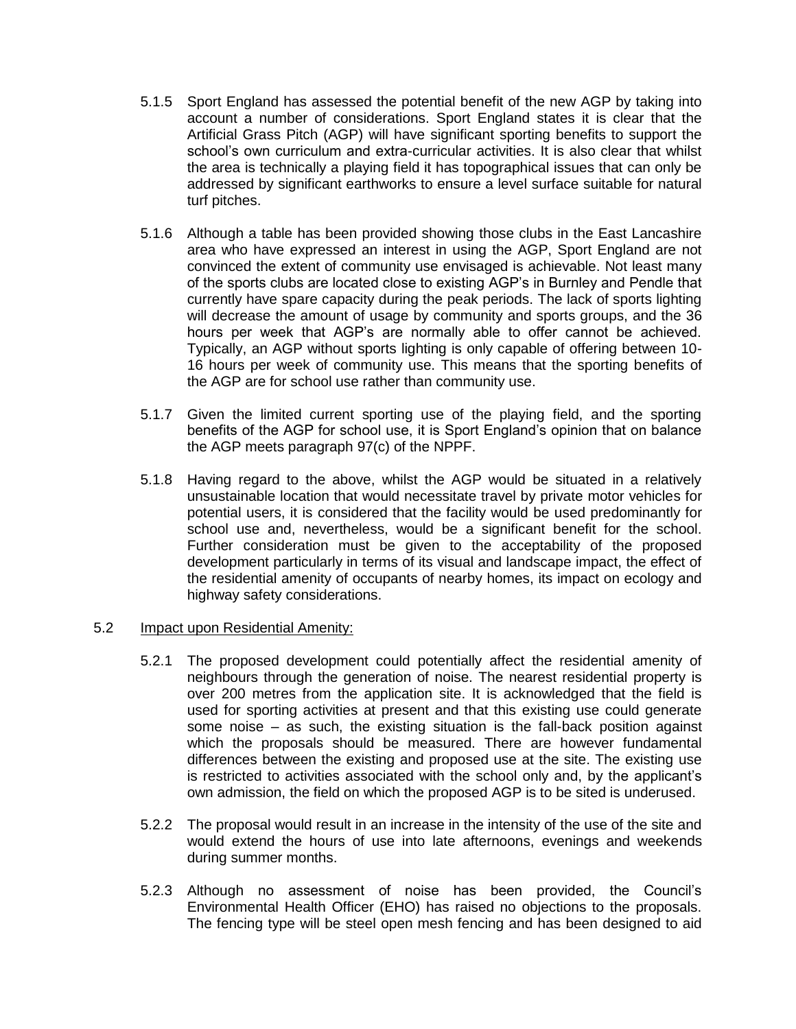5.1.5 Sport England has assessed the potential benefit of the new AGP by taking into account a number of considerations. Sport England states it is clear that the Artificial Grass Pitch (AGP) will have significant sporting benefits to support the school's own curriculum and extra-curricular activities. It is also clear that whilst the area is technically a playing field it has topographical issues that can only be addressed by significant earthworks to ensure a level surface suitable for natural turf pitches.

5.1.6 Although a table has been provided showing those clubs in the East Lancashire area who have expressed an interest in using the AGP, Sport England are not convinced the extent of community use envisaged is achievable. Not least many of the sports clubs are located close to existing AGP's in Burnley and Pendle that currently have spare capacity during the peak periods. The lack of sports lighting will decrease the amount of usage by community and sports groups, and the 36 hours per week that AGP's are normally able to offer cannot be achieved. Typically, an AGP without sports lighting is only capable of offering between 10-16 hours per week of community use. This means that the sporting benefits of the AGP are for school use rather than community use.

5.1.7 Given the limited current sporting use of the playing field, and the sporting benefits of the AGP for school use, it is Sport England's opinion that on balance the AGP meets paragraph 97(c) of the NPPF.

5.1.8 Having regard to the above, whilst the AGP would be situated in a relatively unsustainable location that would necessitate travel by private motor vehicles for potential users, it is considered that the facility would be used predominantly for school use and, nevertheless, would be a significant benefit for the school. Further consideration must be given to the acceptability of the proposed development particularly in terms of its visual and landscape impact, the effect of the residential amenity of occupants of nearby homes, its impact on ecology and highway safety considerations.

5.2 Impact upon Residential Amenity:

5.2.1 The proposed development could potentially affect the residential amenity of neighbours through the generation of noise. The nearest residential property is over 200 metres from the application site. It is acknowledged that the field is used for sporting activities at present and that this existing use could generate some noise – as such, the existing situation is the fall-back position against which the proposals should be measured. There are however fundamental differences between the existing and proposed use at the site. The existing use is restricted to activities associated with the school only and, by the applicant's own admission, the field on which the proposed AGP is to be sited is underused.

5.2.2 The proposal would result in an increase in the intensity of the use of the site and would extend the hours of use into late afternoons, evenings and weekends during summer months.

5.2.3 Although no assessment of noise has been provided, the Council's Environmental Health Officer (EHO) has raised no objections to the proposals. The fencing type will be steel open mesh fencing and has been designed to aid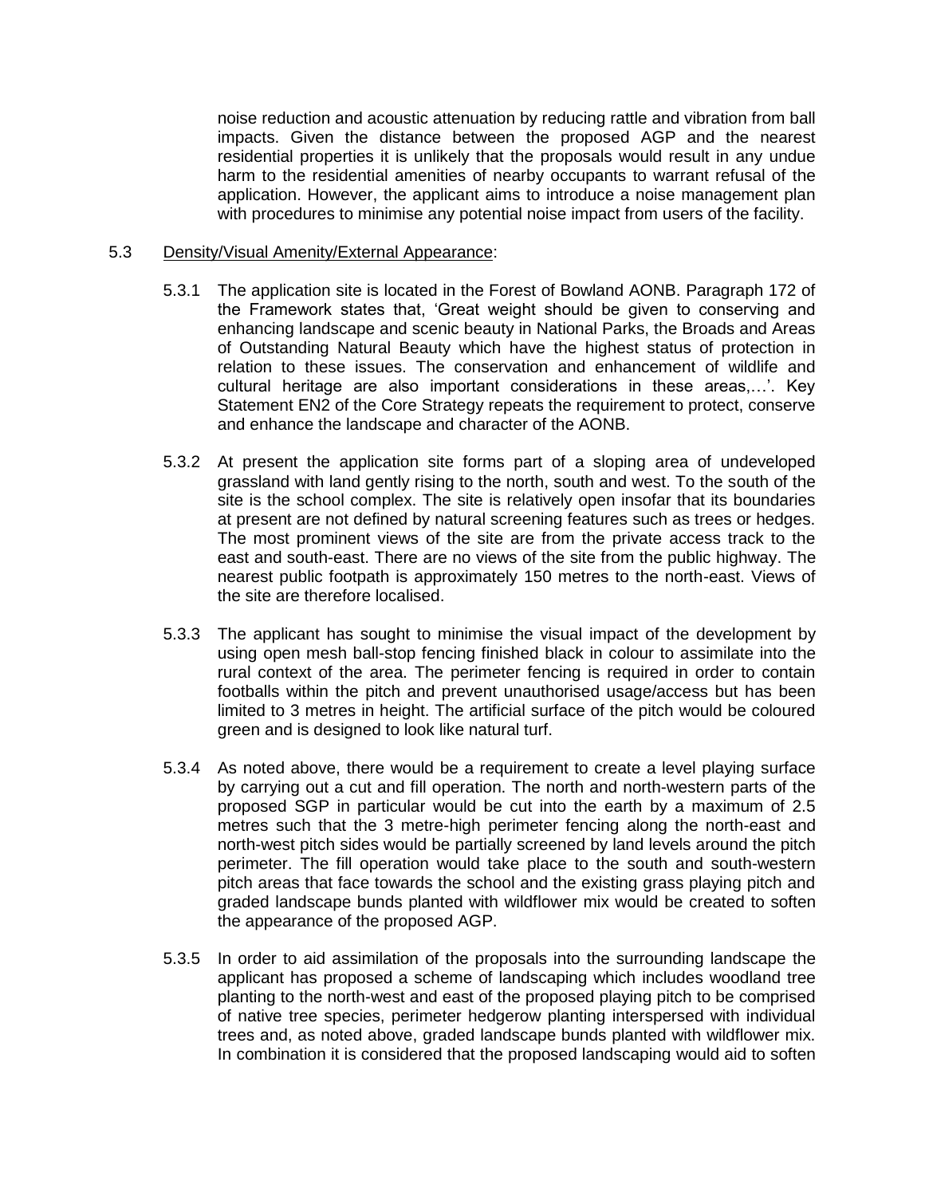noise reduction and acoustic attenuation by reducing rattle and vibration from ball impacts. Given the distance between the proposed AGP and the nearest residential properties it is unlikely that the proposals would result in any undue harm to the residential amenities of nearby occupants to warrant refusal of the application. However, the applicant aims to introduce a noise management plan with procedures to minimise any potential noise impact from users of the facility.

5.3 Density/Visual Amenity/External Appearance:

5.3.1 The application site is located in the Forest of Bowland AONB. Paragraph 172 of the Framework states that, 'Great weight should be given to conserving and enhancing landscape and scenic beauty in National Parks, the Broads and Areas of Outstanding Natural Beauty which have the highest status of protection in relation to these issues. The conservation and enhancement of wildlife and cultural heritage are also important considerations in these areas,…'. Key Statement EN2 of the Core Strategy repeats the requirement to protect, conserve and enhance the landscape and character of the AONB.

5.3.2 At present the application site forms part of a sloping area of undeveloped grassland with land gently rising to the north, south and west. To the south of the site is the school complex. The site is relatively open insofar that its boundaries at present are not defined by natural screening features such as trees or hedges. The most prominent views of the site are from the private access track to the east and south-east. There are no views of the site from the public highway. The nearest public footpath is approximately 150 metres to the north-east. Views of the site are therefore localised.

5.3.3 The applicant has sought to minimise the visual impact of the development by using open mesh ball-stop fencing finished black in colour to assimilate into the rural context of the area. The perimeter fencing is required in order to contain footballs within the pitch and prevent unauthorised usage/access but has been limited to 3 metres in height. The artificial surface of the pitch would be coloured green and is designed to look like natural turf.

5.3.4 As noted above, there would be a requirement to create a level playing surface by carrying out a cut and fill operation. The north and north-western parts of the proposed SGP in particular would be cut into the earth by a maximum of 2.5 metres such that the 3 metre-high perimeter fencing along the north-east and north-west pitch sides would be partially screened by land levels around the pitch perimeter. The fill operation would take place to the south and south-western pitch areas that face towards the school and the existing grass playing pitch and graded landscape bunds planted with wildflower mix would be created to soften the appearance of the proposed AGP.

5.3.5 In order to aid assimilation of the proposals into the surrounding landscape the applicant has proposed a scheme of landscaping which includes woodland tree planting to the north-west and east of the proposed playing pitch to be comprised of native tree species, perimeter hedgerow planting interspersed with individual trees and, as noted above, graded landscape bunds planted with wildflower mix. In combination it is considered that the proposed landscaping would aid to soften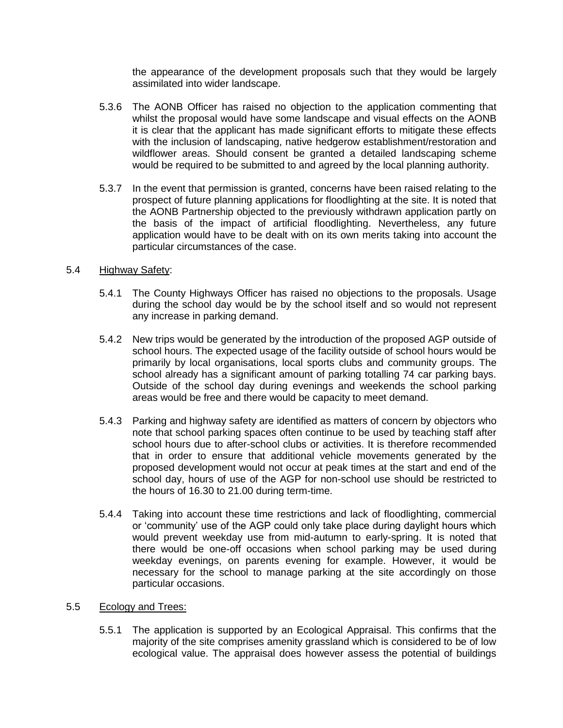the appearance of the development proposals such that they would be largely assimilated into wider landscape.

5.3.6 The AONB Officer has raised no objection to the application commenting that whilst the proposal would have some landscape and visual effects on the AONB it is clear that the applicant has made significant efforts to mitigate these effects with the inclusion of landscaping, native hedgerow establishment/restoration and wildflower areas. Should consent be granted a detailed landscaping scheme would be required to be submitted to and agreed by the local planning authority.

5.3.7 In the event that permission is granted, concerns have been raised relating to the prospect of future planning applications for floodlighting at the site. It is noted that the AONB Partnership objected to the previously withdrawn application partly on the basis of the impact of artificial floodlighting. Nevertheless, any future application would have to be dealt with on its own merits taking into account the particular circumstances of the case.

5.4 <u>Highway Safety</u>:

5.4.1 The County Highways Officer has raised no objections to the proposals. Usage during the school day would be by the school itself and so would not represent any increase in parking demand.

5.4.2 New trips would be generated by the introduction of the proposed AGP outside of school hours. The expected usage of the facility outside of school hours would be primarily by local organisations, local sports clubs and community groups. The school already has a significant amount of parking totalling 74 car parking bays. Outside of the school day during evenings and weekends the school parking areas would be free and there would be capacity to meet demand.

5.4.3 Parking and highway safety are identified as matters of concern by objectors who note that school parking spaces often continue to be used by teaching staff after school hours due to after-school clubs or activities. It is therefore recommended that in order to ensure that additional vehicle movements generated by the proposed development would not occur at peak times at the start and end of the school day, hours of use of the AGP for non-school use should be restricted to the hours of 16.30 to 21.00 during term-time.

5.4.4 Taking into account these time restrictions and lack of floodlighting, commercial or 'community' use of the AGP could only take place during daylight hours which would prevent weekday use from mid-autumn to early-spring. It is noted that there would be one-off occasions when school parking may be used during weekday evenings, on parents evening for example. However, it would be necessary for the school to manage parking at the site accordingly on those particular occasions.

5.5 <u>Ecology and Trees:</u>

5.5.1 The application is supported by an Ecological Appraisal. This confirms that the majority of the site comprises amenity grassland which is considered to be of low ecological value. The appraisal does however assess the potential of buildings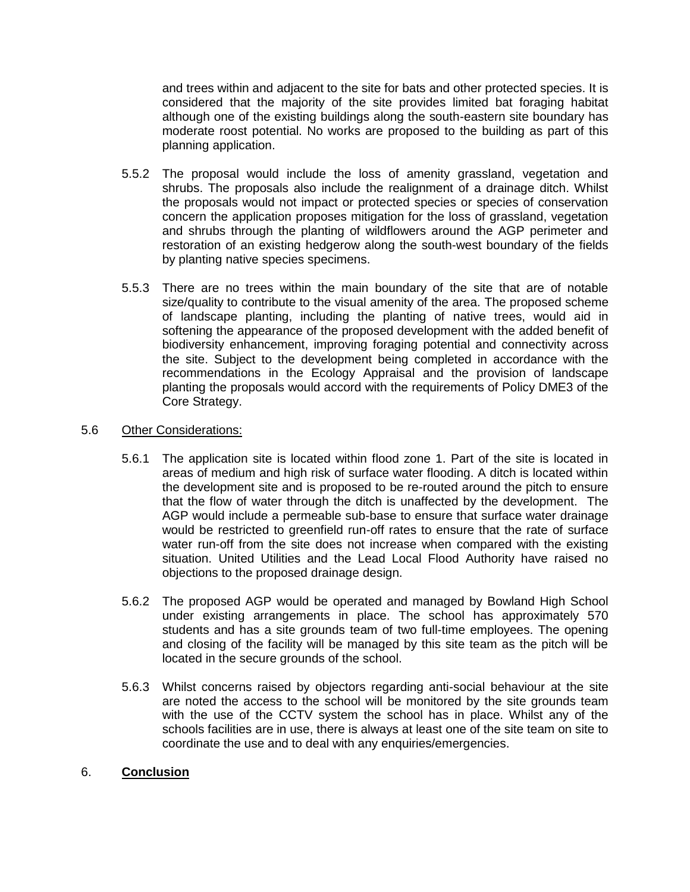and trees within and adjacent to the site for bats and other protected species. It is considered that the majority of the site provides limited bat foraging habitat although one of the existing buildings along the south-eastern site boundary has moderate roost potential. No works are proposed to the building as part of this planning application.

5.5.2 The proposal would include the loss of amenity grassland, vegetation and shrubs. The proposals also include the realignment of a drainage ditch. Whilst the proposals would not impact or protected species or species of conservation concern the application proposes mitigation for the loss of grassland, vegetation and shrubs through the planting of wildflowers around the AGP perimeter and restoration of an existing hedgerow along the south-west boundary of the fields by planting native species specimens.

5.5.3 There are no trees within the main boundary of the site that are of notable size/quality to contribute to the visual amenity of the area. The proposed scheme of landscape planting, including the planting of native trees, would aid in softening the appearance of the proposed development with the added benefit of biodiversity enhancement, improving foraging potential and connectivity across the site. Subject to the development being completed in accordance with the recommendations in the Ecology Appraisal and the provision of landscape planting the proposals would accord with the requirements of Policy DME3 of the Core Strategy.

5.6 <u>Other Considerations:</u>

5.6.1 The application site is located within flood zone 1. Part of the site is located in areas of medium and high risk of surface water flooding. A ditch is located within the development site and is proposed to be re-routed around the pitch to ensure that the flow of water through the ditch is unaffected by the development. The AGP would include a permeable sub-base to ensure that surface water drainage would be restricted to greenfield run-off rates to ensure that the rate of surface water run-off from the site does not increase when compared with the existing situation. United Utilities and the Lead Local Flood Authority have raised no objections to the proposed drainage design.

5.6.2 The proposed AGP would be operated and managed by Bowland High School under existing arrangements in place. The school has approximately 570 students and has a site grounds team of two full-time employees. The opening and closing of the facility will be managed by this site team as the pitch will be located in the secure grounds of the school.

5.6.3 Whilst concerns raised by objectors regarding anti-social behaviour at the site are noted the access to the school will be monitored by the site grounds team with the use of the CCTV system the school has in place. Whilst any of the schools facilities are in use, there is always at least one of the site team on site to coordinate the use and to deal with any enquiries/emergencies.

## 6. **<u>Conclusion</u>**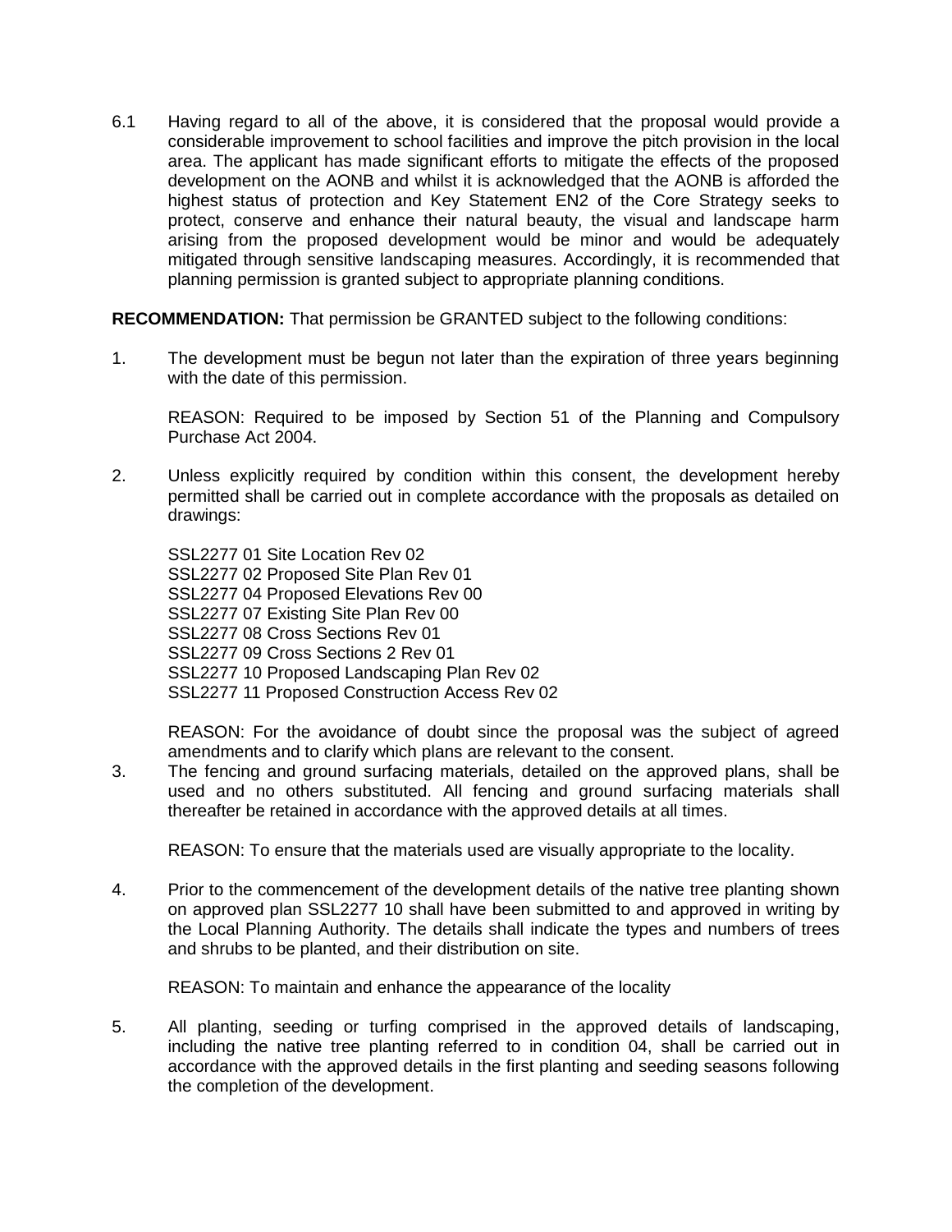6.1 Having regard to all of the above, it is considered that the proposal would provide a considerable improvement to school facilities and improve the pitch provision in the local area. The applicant has made significant efforts to mitigate the effects of the proposed development on the AONB and whilst it is acknowledged that the AONB is afforded the highest status of protection and Key Statement EN2 of the Core Strategy seeks to protect, conserve and enhance their natural beauty, the visual and landscape harm arising from the proposed development would be minor and would be adequately mitigated through sensitive landscaping measures. Accordingly, it is recommended that planning permission is granted subject to appropriate planning conditions.

**RECOMMENDATION:** That permission be GRANTED subject to the following conditions:

1. The development must be begun not later than the expiration of three years beginning with the date of this permission.

   REASON: Required to be imposed by Section 51 of the Planning and Compulsory Purchase Act 2004.

2. Unless explicitly required by condition within this consent, the development hereby permitted shall be carried out in complete accordance with the proposals as detailed on drawings:

   SSL2277 01 Site Location Rev 02
   SSL2277 02 Proposed Site Plan Rev 01
   SSL2277 04 Proposed Elevations Rev 00
   SSL2277 07 Existing Site Plan Rev 00
   SSL2277 08 Cross Sections Rev 01
   SSL2277 09 Cross Sections 2 Rev 01
   SSL2277 10 Proposed Landscaping Plan Rev 02
   SSL2277 11 Proposed Construction Access Rev 02

   REASON: For the avoidance of doubt since the proposal was the subject of agreed amendments and to clarify which plans are relevant to the consent.

3. The fencing and ground surfacing materials, detailed on the approved plans, shall be used and no others substituted. All fencing and ground surfacing materials shall thereafter be retained in accordance with the approved details at all times.

   REASON: To ensure that the materials used are visually appropriate to the locality.

4. Prior to the commencement of the development details of the native tree planting shown on approved plan SSL2277 10 shall have been submitted to and approved in writing by the Local Planning Authority. The details shall indicate the types and numbers of trees and shrubs to be planted, and their distribution on site.

   REASON: To maintain and enhance the appearance of the locality

5. All planting, seeding or turfing comprised in the approved details of landscaping, including the native tree planting referred to in condition 04, shall be carried out in accordance with the approved details in the first planting and seeding seasons following the completion of the development.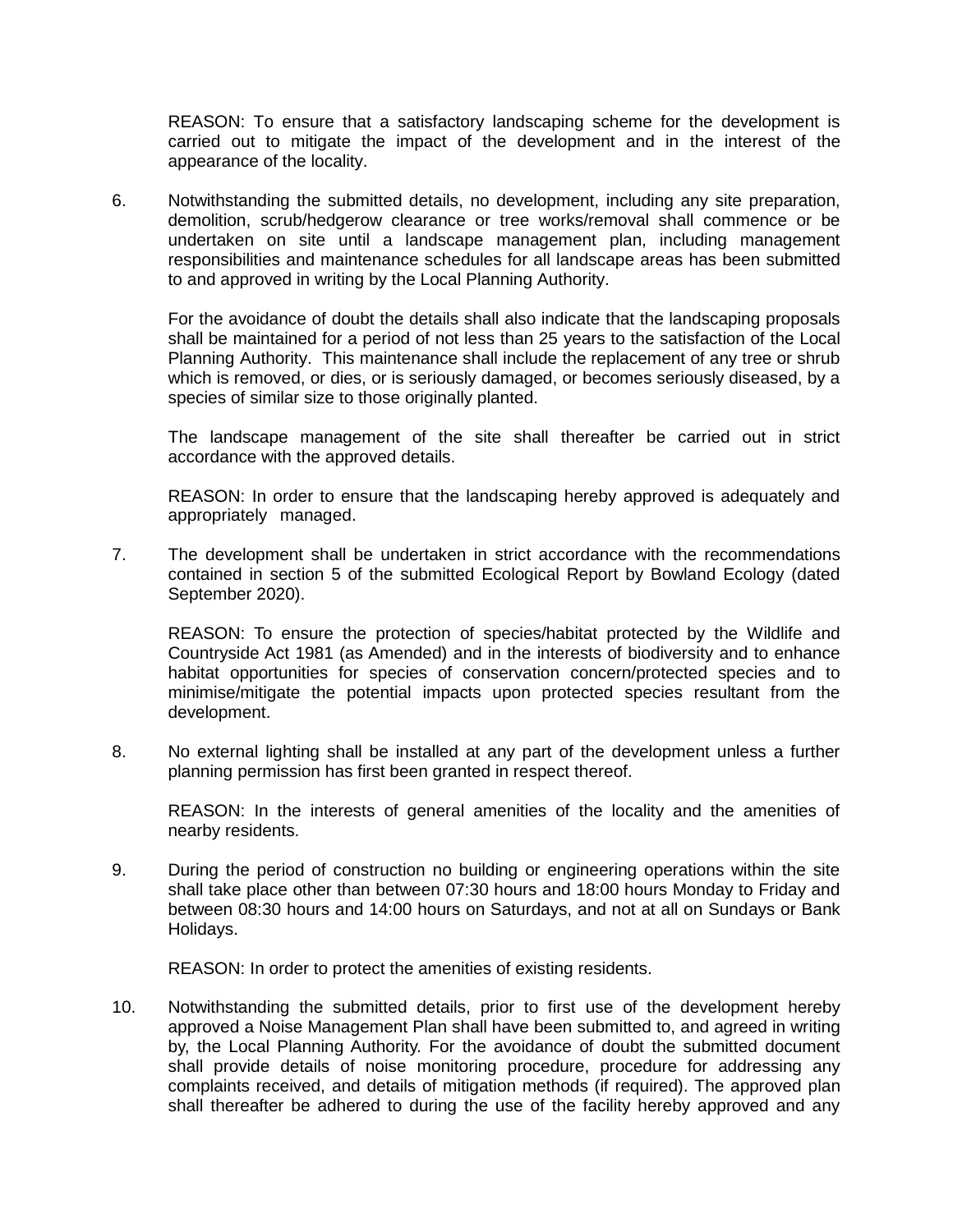REASON: To ensure that a satisfactory landscaping scheme for the development is carried out to mitigate the impact of the development and in the interest of the appearance of the locality.

6. Notwithstanding the submitted details, no development, including any site preparation, demolition, scrub/hedgerow clearance or tree works/removal shall commence or be undertaken on site until a landscape management plan, including management responsibilities and maintenance schedules for all landscape areas has been submitted to and approved in writing by the Local Planning Authority.

   For the avoidance of doubt the details shall also indicate that the landscaping proposals shall be maintained for a period of not less than 25 years to the satisfaction of the Local Planning Authority. This maintenance shall include the replacement of any tree or shrub which is removed, or dies, or is seriously damaged, or becomes seriously diseased, by a species of similar size to those originally planted.

   The landscape management of the site shall thereafter be carried out in strict accordance with the approved details.

   REASON: In order to ensure that the landscaping hereby approved is adequately and appropriately managed.

7. The development shall be undertaken in strict accordance with the recommendations contained in section 5 of the submitted Ecological Report by Bowland Ecology (dated September 2020).

   REASON: To ensure the protection of species/habitat protected by the Wildlife and Countryside Act 1981 (as Amended) and in the interests of biodiversity and to enhance habitat opportunities for species of conservation concern/protected species and to minimise/mitigate the potential impacts upon protected species resultant from the development.

8. No external lighting shall be installed at any part of the development unless a further planning permission has first been granted in respect thereof.

   REASON: In the interests of general amenities of the locality and the amenities of nearby residents.

9. During the period of construction no building or engineering operations within the site shall take place other than between 07:30 hours and 18:00 hours Monday to Friday and between 08:30 hours and 14:00 hours on Saturdays, and not at all on Sundays or Bank Holidays.

   REASON: In order to protect the amenities of existing residents.

10. Notwithstanding the submitted details, prior to first use of the development hereby approved a Noise Management Plan shall have been submitted to, and agreed in writing by, the Local Planning Authority. For the avoidance of doubt the submitted document shall provide details of noise monitoring procedure, procedure for addressing any complaints received, and details of mitigation methods (if required). The approved plan shall thereafter be adhered to during the use of the facility hereby approved and any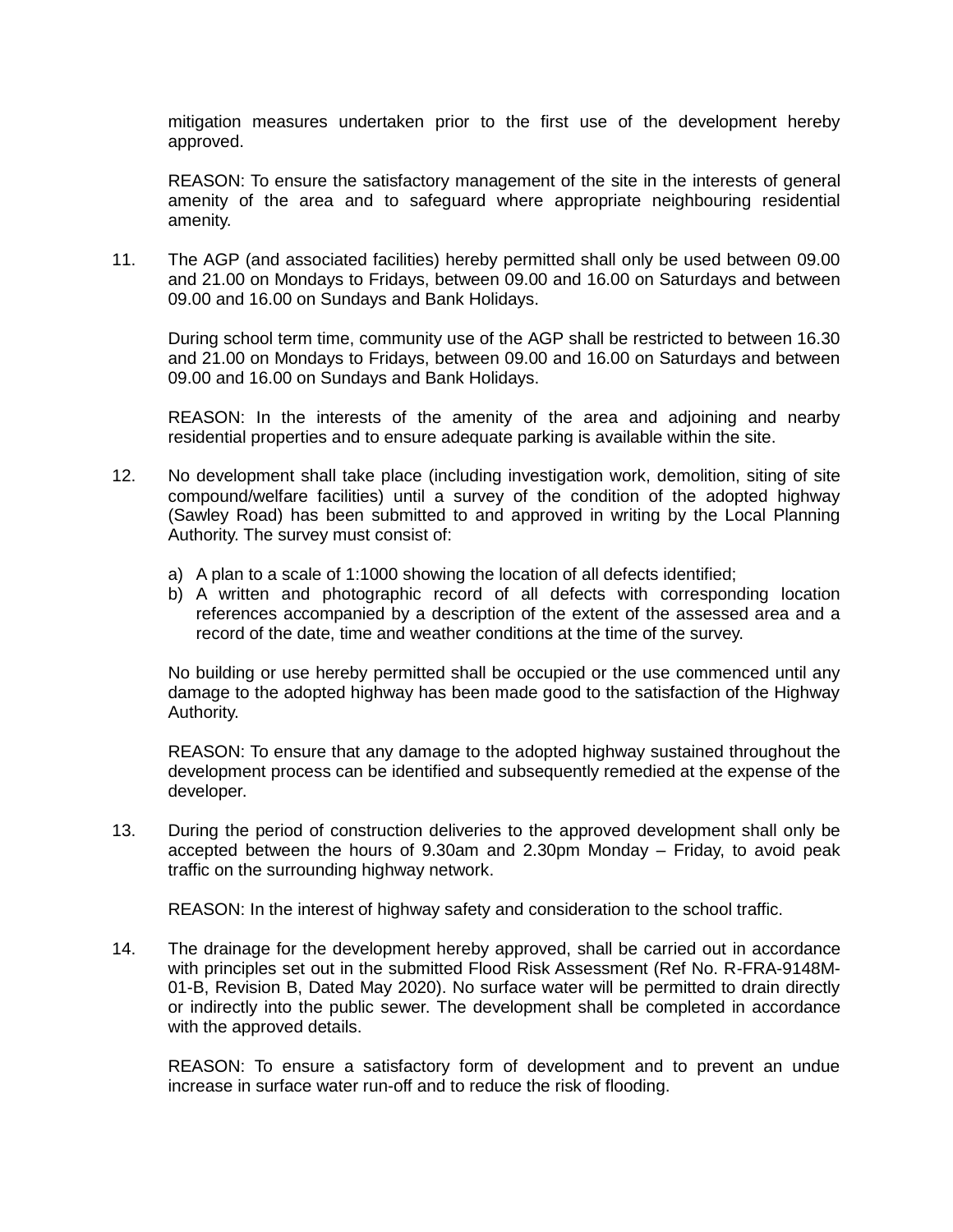mitigation measures undertaken prior to the first use of the development hereby approved.

REASON: To ensure the satisfactory management of the site in the interests of general amenity of the area and to safeguard where appropriate neighbouring residential amenity.

11. The AGP (and associated facilities) hereby permitted shall only be used between 09.00 and 21.00 on Mondays to Fridays, between 09.00 and 16.00 on Saturdays and between 09.00 and 16.00 on Sundays and Bank Holidays.

    During school term time, community use of the AGP shall be restricted to between 16.30 and 21.00 on Mondays to Fridays, between 09.00 and 16.00 on Saturdays and between 09.00 and 16.00 on Sundays and Bank Holidays.

    REASON: In the interests of the amenity of the area and adjoining and nearby residential properties and to ensure adequate parking is available within the site.

12. No development shall take place (including investigation work, demolition, siting of site compound/welfare facilities) until a survey of the condition of the adopted highway (Sawley Road) has been submitted to and approved in writing by the Local Planning Authority. The survey must consist of:

    a) A plan to a scale of 1:1000 showing the location of all defects identified;
    b) A written and photographic record of all defects with corresponding location references accompanied by a description of the extent of the assessed area and a record of the date, time and weather conditions at the time of the survey.

    No building or use hereby permitted shall be occupied or the use commenced until any damage to the adopted highway has been made good to the satisfaction of the Highway Authority.

    REASON: To ensure that any damage to the adopted highway sustained throughout the development process can be identified and subsequently remedied at the expense of the developer.

13. During the period of construction deliveries to the approved development shall only be accepted between the hours of 9.30am and 2.30pm Monday – Friday, to avoid peak traffic on the surrounding highway network.

    REASON: In the interest of highway safety and consideration to the school traffic.

14. The drainage for the development hereby approved, shall be carried out in accordance with principles set out in the submitted Flood Risk Assessment (Ref No. R-FRA-9148M-01-B, Revision B, Dated May 2020). No surface water will be permitted to drain directly or indirectly into the public sewer. The development shall be completed in accordance with the approved details.

    REASON: To ensure a satisfactory form of development and to prevent an undue increase in surface water run-off and to reduce the risk of flooding.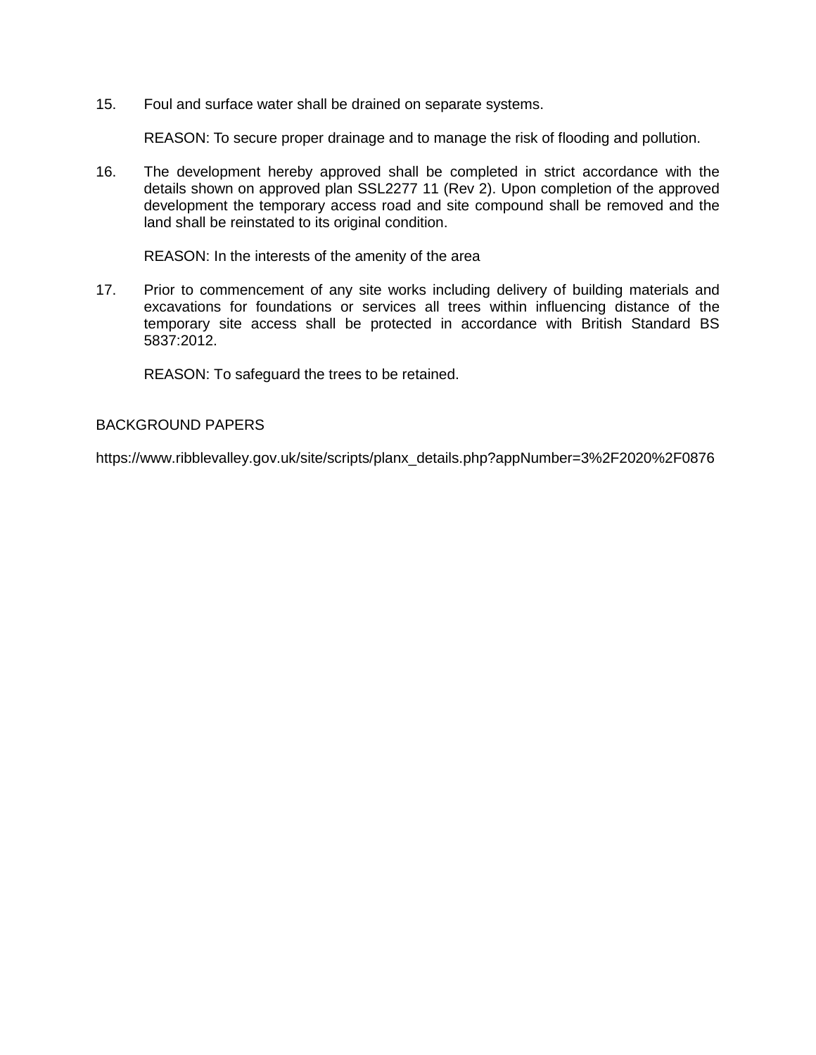15. Foul and surface water shall be drained on separate systems.

    REASON: To secure proper drainage and to manage the risk of flooding and pollution.

16. The development hereby approved shall be completed in strict accordance with the details shown on approved plan SSL2277 11 (Rev 2). Upon completion of the approved development the temporary access road and site compound shall be removed and the land shall be reinstated to its original condition.

    REASON: In the interests of the amenity of the area

17. Prior to commencement of any site works including delivery of building materials and excavations for foundations or services all trees within influencing distance of the temporary site access shall be protected in accordance with British Standard BS 5837:2012.

    REASON: To safeguard the trees to be retained.

BACKGROUND PAPERS

https://www.ribblevalley.gov.uk/site/scripts/planx_details.php?appNumber=3%2F2020%2F0876